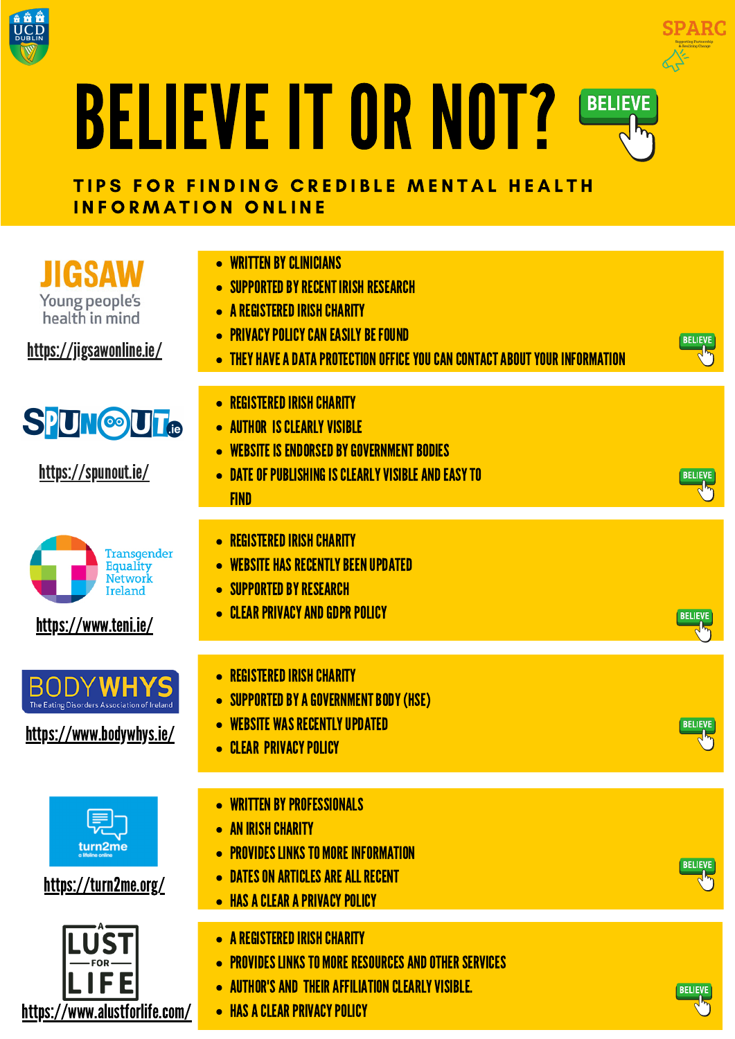# BELIEVE IT OR NOT?

## TIPS FOR FINDING CREDIBLE MENTAL HEALTH INFORMATION ONLINE

### JIGSAW – Young people's health in mind

https://jigsawonline.ie/

- WRITTEN BY CLINICIANS
- SUPPORTED BY RECENT IRISH RESEARCH
- A REGISTERED IRISH CHARITY
- PRIVACY POLICY CAN EASILY BE FOUND
- THEY HAVE A DATA PROTECTION OFFICE YOU CAN CONTACT ABOUT YOUR INFORMATION

BELIEVE

### SPUNOUT.ie

https://spunout.ie/

- REGISTERED IRISH CHARITY
- AUTHOR IS CLEARLY VISIBLE
- WEBSITE IS ENDORSED BY GOVERNMENT BODIES
- DATE OF PUBLISHING IS CLEARLY VISIBLE AND EASY TO FIND

BELIEVE

### Transgender Equality Network Ireland

https://www.teni.ie/

- REGISTERED IRISH CHARITY
- WEBSITE HAS RECENTLY BEEN UPDATED
- SUPPORTED BY RESEARCH
- CLEAR PRIVACY AND GDPR POLICY

BELIEVE

### BODYWHYS – The Eating Disorders Association of Ireland

https://www.bodywhys.ie/

- REGISTERED IRISH CHARITY
- SUPPORTED BY A GOVERNMENT BODY (HSE)
- WEBSITE WAS RECENTLY UPDATED
- CLEAR PRIVACY POLICY

BELIEVE

### turn2me – a lifeline online

https://turn2me.org/

- WRITTEN BY PROFESSIONALS
- AN IRISH CHARITY
- PROVIDES LINKS TO MORE INFORMATION
- DATES ON ARTICLES ARE ALL RECENT
- HAS A CLEAR A PRIVACY POLICY

BELIEVE

### A LUST FOR LIFE

https://www.alustforlife.com/

- A REGISTERED IRISH CHARITY
- PROVIDES LINKS TO MORE RESOURCES AND OTHER SERVICES
- AUTHOR'S AND THEIR AFFILIATION CLEARLY VISIBLE.
- HAS A CLEAR PRIVACY POLICY

BELIEVE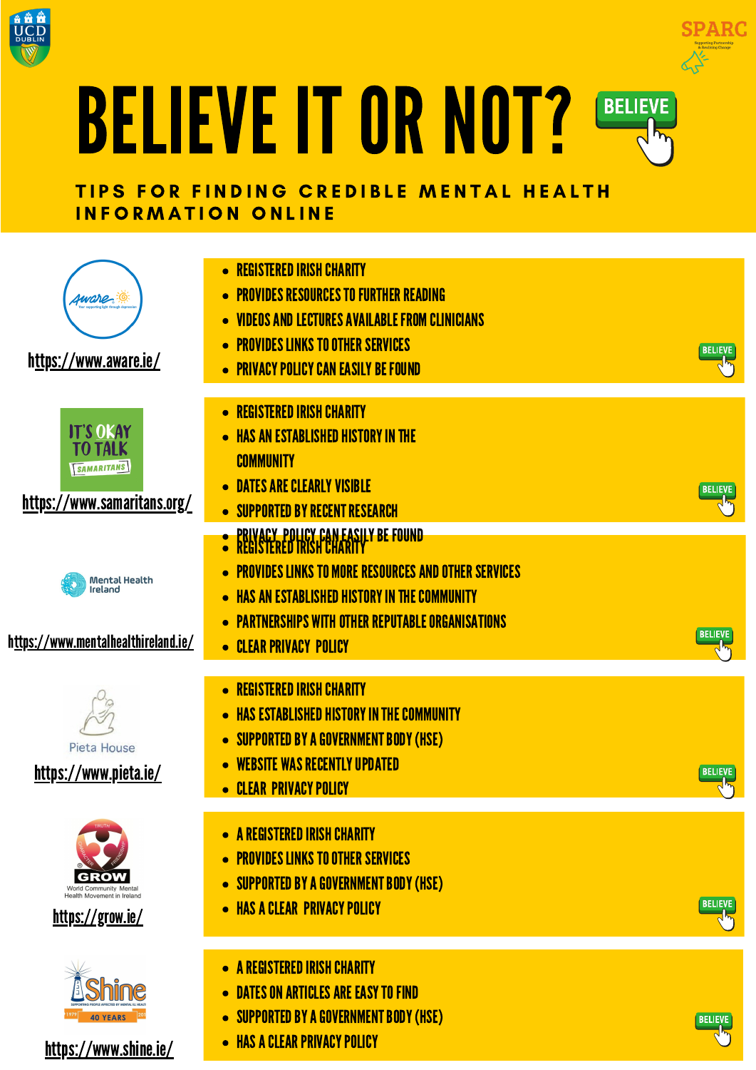# BELIEVE IT OR NOT?

BELIEVE

## TIPS FOR FINDING CREDIBLE MENTAL HEALTH INFORMATION ONLINE

Aware

https://www.aware.ie/

- REGISTERED IRISH CHARITY
- PROVIDES RESOURCES TO FURTHER READING
- VIDEOS AND LECTURES AVAILABLE FROM CLINICIANS
- PROVIDES LINKS TO OTHER SERVICES
- PRIVACY POLICY CAN EASILY BE FOUND

BELIEVE

IT'S OKAY TO TALK SAMARITANS

https://www.samaritans.org/

- REGISTERED IRISH CHARITY
- HAS AN ESTABLISHED HISTORY IN THE COMMUNITY
- DATES ARE CLEARLY VISIBLE
- SUPPORTED BY RECENT RESEARCH
- PRIVACY POLICY CAN EASILY BE FOUND

BELIEVE

Mental Health Ireland

https://www.mentalhealthireland.ie/

- REGISTERED IRISH CHARITY
- PROVIDES LINKS TO MORE RESOURCES AND OTHER SERVICES
- HAS AN ESTABLISHED HISTORY IN THE COMMUNITY
- PARTNERSHIPS WITH OTHER REPUTABLE ORGANISATIONS
- CLEAR PRIVACY POLICY

BELIEVE

Pieta House

https://www.pieta.ie/

- REGISTERED IRISH CHARITY
- HAS ESTABLISHED HISTORY IN THE COMMUNITY
- SUPPORTED BY A GOVERNMENT BODY (HSE)
- WEBSITE WAS RECENTLY UPDATED
- CLEAR PRIVACY POLICY

BELIEVE

GROW World Community Mental Health Movement in Ireland

https://grow.ie/

- A REGISTERED IRISH CHARITY
- PROVIDES LINKS TO OTHER SERVICES
- SUPPORTED BY A GOVERNMENT BODY (HSE)
- HAS A CLEAR PRIVACY POLICY

BELIEVE

Shine

https://www.shine.ie/

- A REGISTERED IRISH CHARITY
- DATES ON ARTICLES ARE EASY TO FIND
- SUPPORTED BY A GOVERNMENT BODY (HSE)
- HAS A CLEAR PRIVACY POLICY

BELIEVE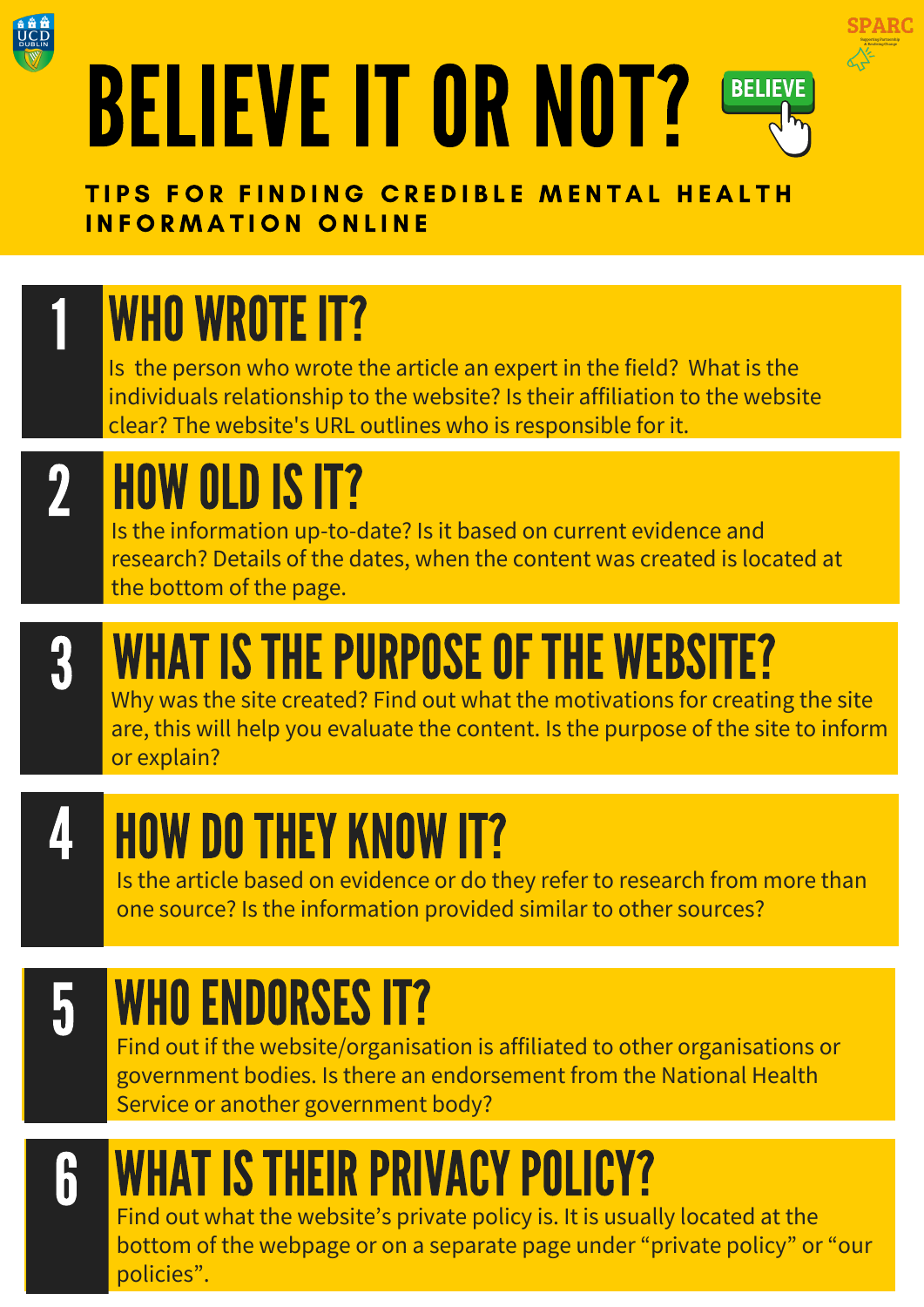# BELIEVE IT OR NOT?

BELIEVE

**TIPS FOR FINDING CREDIBLE MENTAL HEALTH INFORMATION ONLINE**

## 1 WHO WROTE IT?

Is the person who wrote the article an expert in the field? What is the individuals relationship to the website? Is their affiliation to the website clear? The website's URL outlines who is responsible for it.

## 2 HOW OLD IS IT?

Is the information up-to-date? Is it based on current evidence and research? Details of the dates, when the content was created is located at the bottom of the page.

## 3 WHAT IS THE PURPOSE OF THE WEBSITE?

Why was the site created? Find out what the motivations for creating the site are, this will help you evaluate the content. Is the purpose of the site to inform or explain?

## 4 HOW DO THEY KNOW IT?

Is the article based on evidence or do they refer to research from more than one source? Is the information provided similar to other sources?

## 5 WHO ENDORSES IT?

Find out if the website/organisation is affiliated to other organisations or government bodies. Is there an endorsement from the National Health Service or another government body?

## 6 WHAT IS THEIR PRIVACY POLICY?

Find out what the website's private policy is. It is usually located at the bottom of the webpage or on a separate page under "private policy" or "our policies".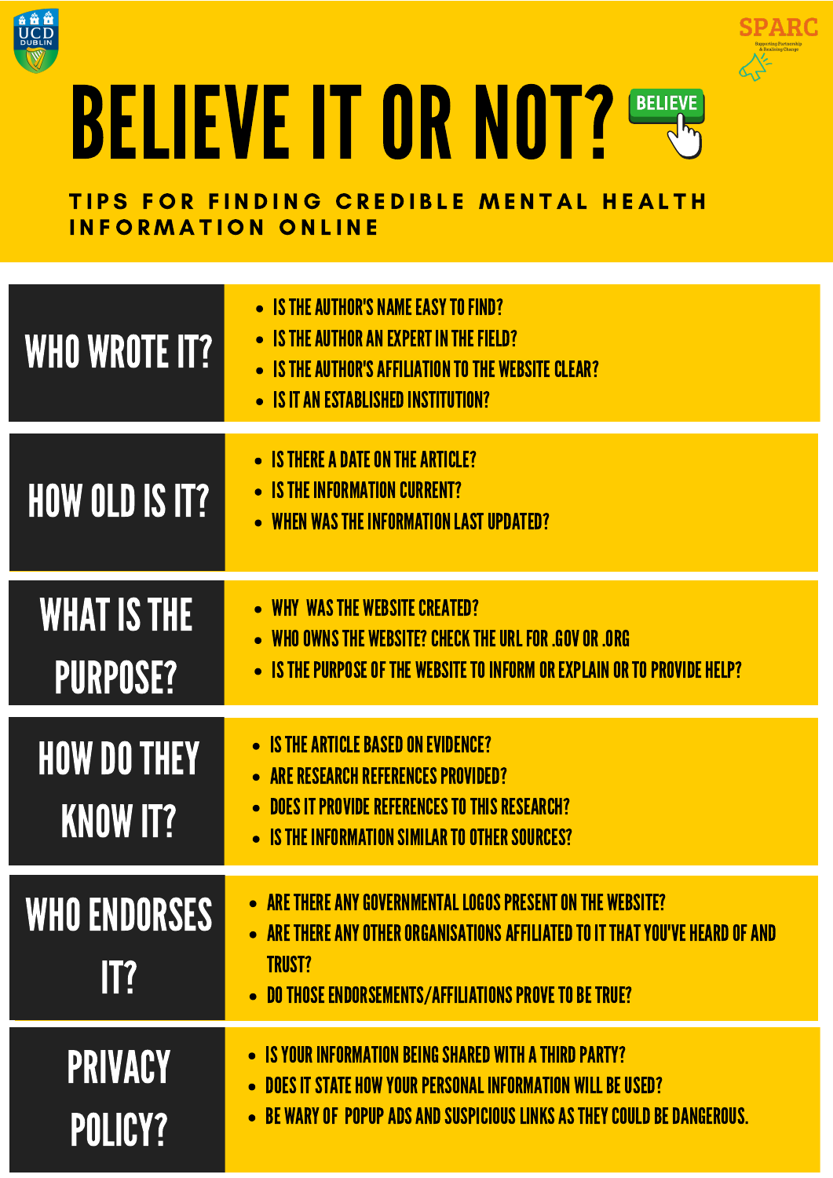# BELIEVE IT OR NOT?

BELIEVE

### TIPS FOR FINDING CREDIBLE MENTAL HEALTH INFORMATION ONLINE

## WHO WROTE IT?

- IS THE AUTHOR'S NAME EASY TO FIND?
- IS THE AUTHOR AN EXPERT IN THE FIELD?
- IS THE AUTHOR'S AFFILIATION TO THE WEBSITE CLEAR?
- IS IT AN ESTABLISHED INSTITUTION?

## HOW OLD IS IT?

- IS THERE A DATE ON THE ARTICLE?
- IS THE INFORMATION CURRENT?
- WHEN WAS THE INFORMATION LAST UPDATED?

## WHAT IS THE PURPOSE?

- WHY WAS THE WEBSITE CREATED?
- WHO OWNS THE WEBSITE? CHECK THE URL FOR .GOV OR .ORG
- IS THE PURPOSE OF THE WEBSITE TO INFORM OR EXPLAIN OR TO PROVIDE HELP?

## HOW DO THEY KNOW IT?

- IS THE ARTICLE BASED ON EVIDENCE?
- ARE RESEARCH REFERENCES PROVIDED?
- DOES IT PROVIDE REFERENCES TO THIS RESEARCH?
- IS THE INFORMATION SIMILAR TO OTHER SOURCES?

## WHO ENDORSES IT?

- ARE THERE ANY GOVERNMENTAL LOGOS PRESENT ON THE WEBSITE?
- ARE THERE ANY OTHER ORGANISATIONS AFFILIATED TO IT THAT YOU'VE HEARD OF AND TRUST?
- DO THOSE ENDORSEMENTS/AFFILIATIONS PROVE TO BE TRUE?

## PRIVACY POLICY?

- IS YOUR INFORMATION BEING SHARED WITH A THIRD PARTY?
- DOES IT STATE HOW YOUR PERSONAL INFORMATION WILL BE USED?
- BE WARY OF POPUP ADS AND SUSPICIOUS LINKS AS THEY COULD BE DANGEROUS.